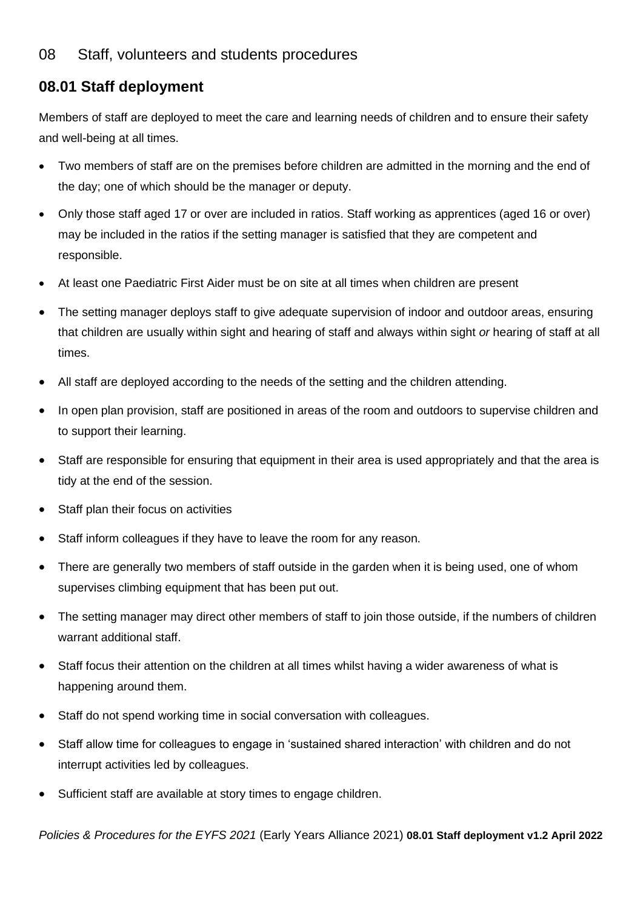# 08 Staff, volunteers and students procedures

## 08.01 Staff deployment

Members of staff are deployed to meet the care and learning needs of children and to ensure their safety and well-being at all times.

- Two members of staff are on the premises before children are admitted in the morning and the end of the day; one of which should be the manager or deputy.
- Only those staff aged 17 or over are included in ratios. Staff working as apprentices (aged 16 or over) may be included in the ratios if the setting manager is satisfied that they are competent and responsible.
- At least one Paediatric First Aider must be on site at all times when children are present
- The setting manager deploys staff to give adequate supervision of indoor and outdoor areas, ensuring that children are usually within sight and hearing of staff and always within sight *or* hearing of staff at all times.
- All staff are deployed according to the needs of the setting and the children attending.
- In open plan provision, staff are positioned in areas of the room and outdoors to supervise children and to support their learning.
- Staff are responsible for ensuring that equipment in their area is used appropriately and that the area is tidy at the end of the session.
- Staff plan their focus on activities
- Staff inform colleagues if they have to leave the room for any reason.
- There are generally two members of staff outside in the garden when it is being used, one of whom supervises climbing equipment that has been put out.
- The setting manager may direct other members of staff to join those outside, if the numbers of children warrant additional staff.
- Staff focus their attention on the children at all times whilst having a wider awareness of what is happening around them.
- Staff do not spend working time in social conversation with colleagues.
- Staff allow time for colleagues to engage in 'sustained shared interaction' with children and do not interrupt activities led by colleagues.
- Sufficient staff are available at story times to engage children.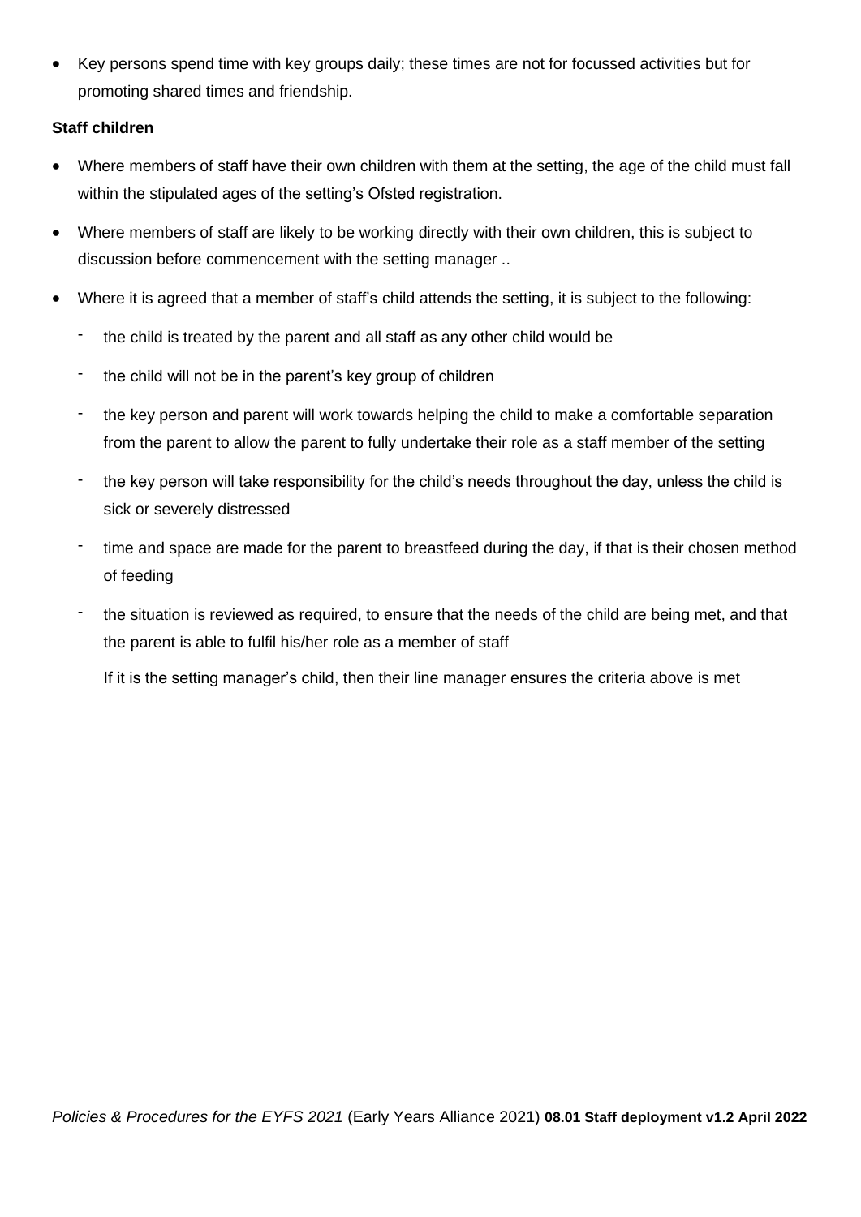- Key persons spend time with key groups daily; these times are not for focussed activities but for promoting shared times and friendship.

**Staff children**

- Where members of staff have their own children with them at the setting, the age of the child must fall within the stipulated ages of the setting's Ofsted registration.
- Where members of staff are likely to be working directly with their own children, this is subject to discussion before commencement with the setting manager ..
- Where it is agreed that a member of staff's child attends the setting, it is subject to the following:
  - the child is treated by the parent and all staff as any other child would be
  - the child will not be in the parent's key group of children
  - the key person and parent will work towards helping the child to make a comfortable separation from the parent to allow the parent to fully undertake their role as a staff member of the setting
  - the key person will take responsibility for the child's needs throughout the day, unless the child is sick or severely distressed
  - time and space are made for the parent to breastfeed during the day, if that is their chosen method of feeding
  - the situation is reviewed as required, to ensure that the needs of the child are being met, and that the parent is able to fulfil his/her role as a member of staff

  If it is the setting manager's child, then their line manager ensures the criteria above is met